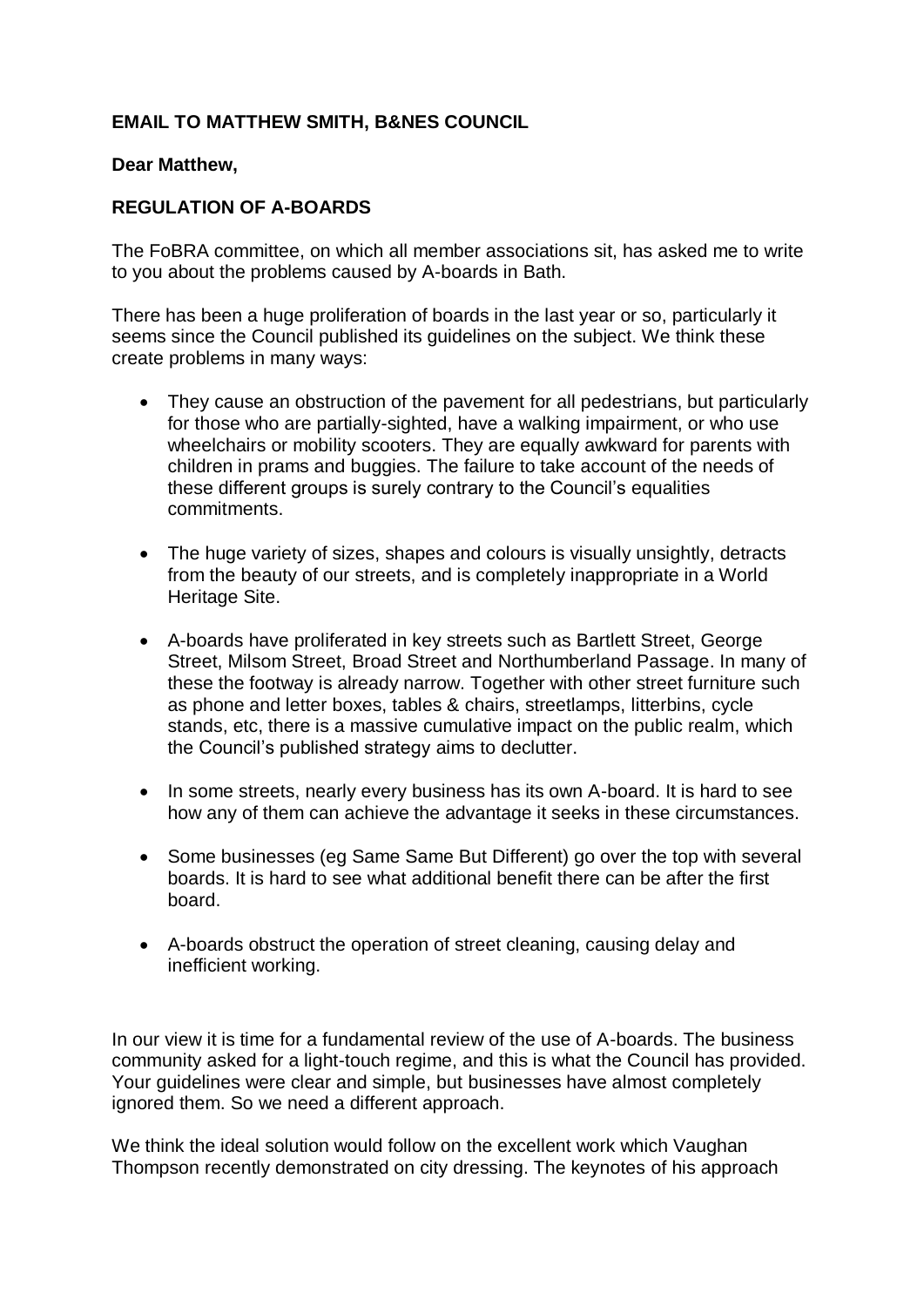**EMAIL TO MATTHEW SMITH, B&NES COUNCIL**

**Dear Matthew,**

**REGULATION OF A-BOARDS**

The FoBRA committee, on which all member associations sit, has asked me to write to you about the problems caused by A-boards in Bath.

There has been a huge proliferation of boards in the last year or so, particularly it seems since the Council published its guidelines on the subject. We think these create problems in many ways:

- They cause an obstruction of the pavement for all pedestrians, but particularly for those who are partially-sighted, have a walking impairment, or who use wheelchairs or mobility scooters. They are equally awkward for parents with children in prams and buggies. The failure to take account of the needs of these different groups is surely contrary to the Council's equalities commitments.

- The huge variety of sizes, shapes and colours is visually unsightly, detracts from the beauty of our streets, and is completely inappropriate in a World Heritage Site.

- A-boards have proliferated in key streets such as Bartlett Street, George Street, Milsom Street, Broad Street and Northumberland Passage. In many of these the footway is already narrow. Together with other street furniture such as phone and letter boxes, tables & chairs, streetlamps, litterbins, cycle stands, etc, there is a massive cumulative impact on the public realm, which the Council's published strategy aims to declutter.

- In some streets, nearly every business has its own A-board. It is hard to see how any of them can achieve the advantage it seeks in these circumstances.

- Some businesses (eg Same Same But Different) go over the top with several boards. It is hard to see what additional benefit there can be after the first board.

- A-boards obstruct the operation of street cleaning, causing delay and inefficient working.

In our view it is time for a fundamental review of the use of A-boards. The business community asked for a light-touch regime, and this is what the Council has provided. Your guidelines were clear and simple, but businesses have almost completely ignored them. So we need a different approach.

We think the ideal solution would follow on the excellent work which Vaughan Thompson recently demonstrated on city dressing. The keynotes of his approach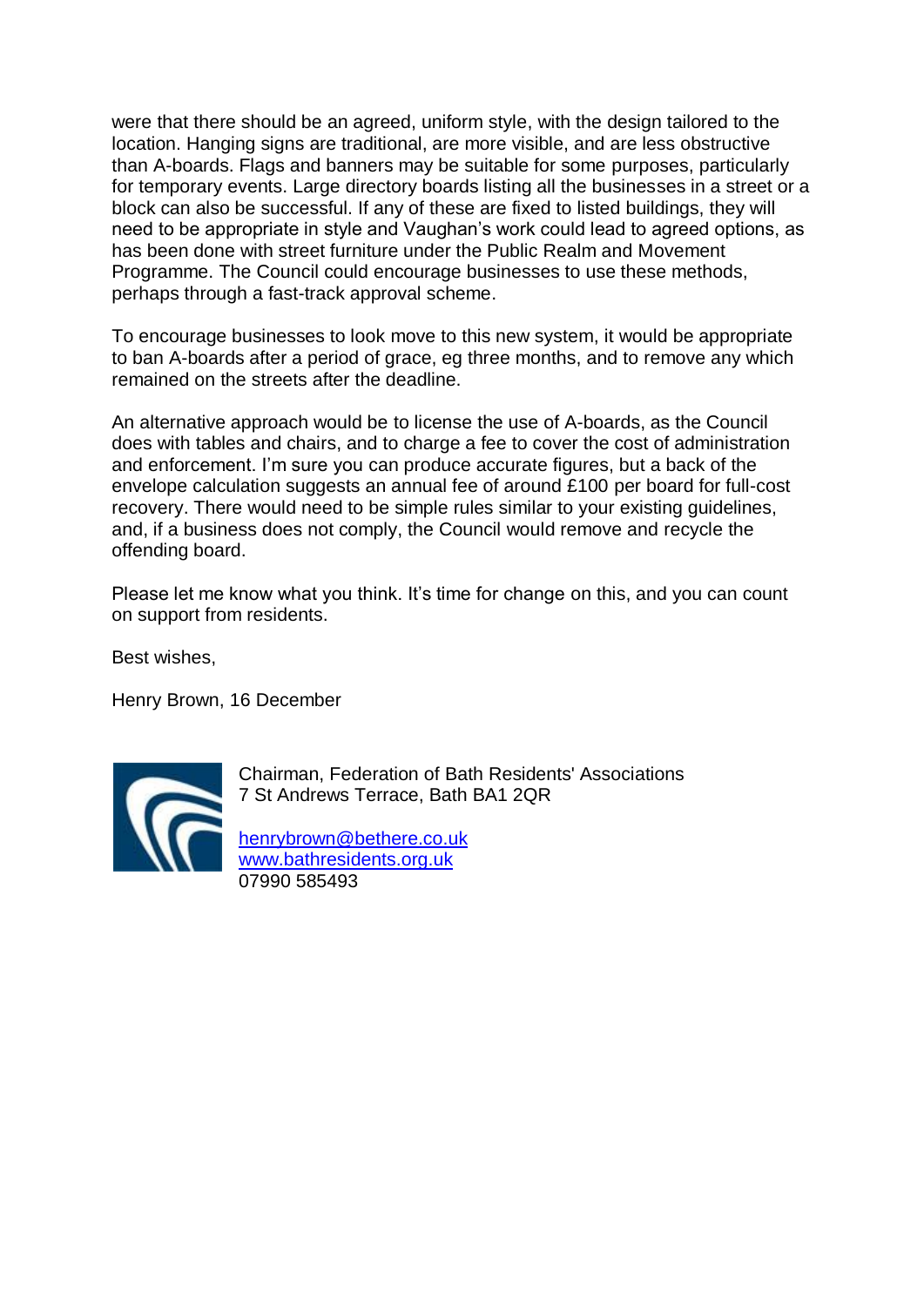were that there should be an agreed, uniform style, with the design tailored to the location. Hanging signs are traditional, are more visible, and are less obstructive than A-boards. Flags and banners may be suitable for some purposes, particularly for temporary events. Large directory boards listing all the businesses in a street or a block can also be successful. If any of these are fixed to listed buildings, they will need to be appropriate in style and Vaughan's work could lead to agreed options, as has been done with street furniture under the Public Realm and Movement Programme. The Council could encourage businesses to use these methods, perhaps through a fast-track approval scheme.

To encourage businesses to look move to this new system, it would be appropriate to ban A-boards after a period of grace, eg three months, and to remove any which remained on the streets after the deadline.

An alternative approach would be to license the use of A-boards, as the Council does with tables and chairs, and to charge a fee to cover the cost of administration and enforcement. I'm sure you can produce accurate figures, but a back of the envelope calculation suggests an annual fee of around £100 per board for full-cost recovery. There would need to be simple rules similar to your existing guidelines, and, if a business does not comply, the Council would remove and recycle the offending board.

Please let me know what you think. It's time for change on this, and you can count on support from residents.

Best wishes,

Henry Brown, 16 December

Chairman, Federation of Bath Residents' Associations
7 St Andrews Terrace, Bath BA1 2QR

henrybrown@bethere.co.uk
www.bathresidents.org.uk
07990 585493